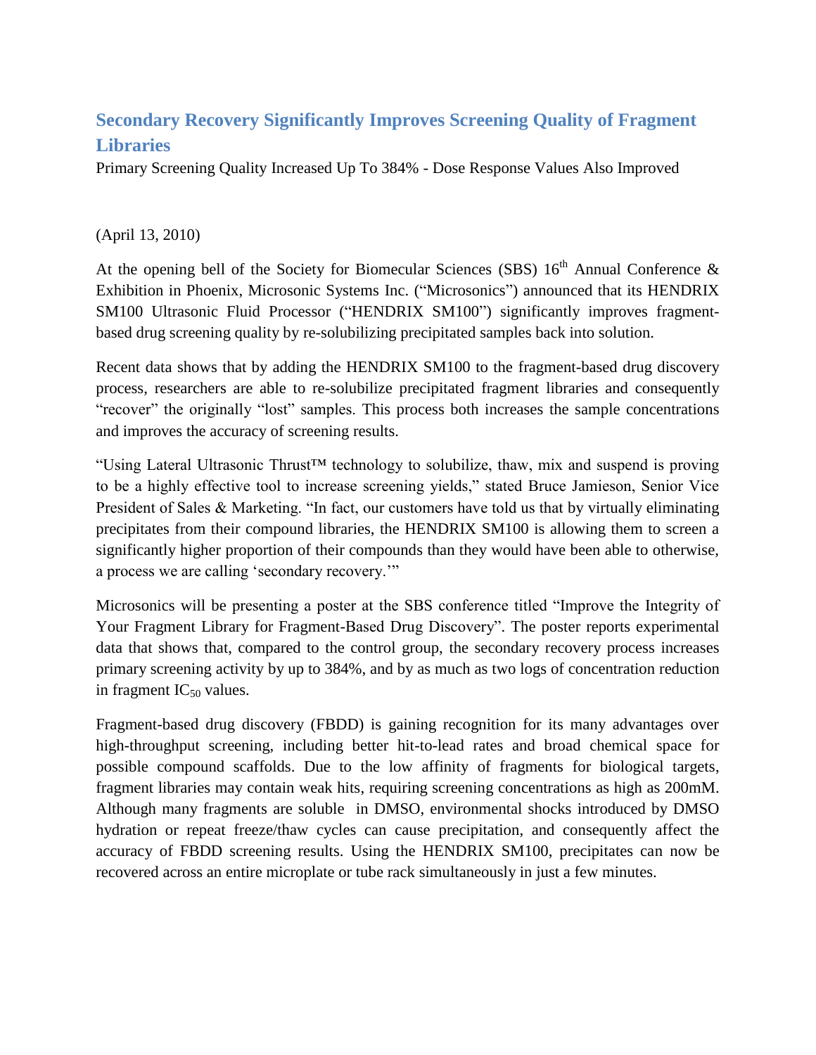# Secondary Recovery Significantly Improves Screening Quality of Fragment Libraries

Primary Screening Quality Increased Up To 384% - Dose Response Values Also Improved

(April 13, 2010)

At the opening bell of the Society for Biomecular Sciences (SBS) 16th Annual Conference & Exhibition in Phoenix, Microsonic Systems Inc. ("Microsonics") announced that its HENDRIX SM100 Ultrasonic Fluid Processor ("HENDRIX SM100") significantly improves fragment-based drug screening quality by re-solubilizing precipitated samples back into solution.

Recent data shows that by adding the HENDRIX SM100 to the fragment-based drug discovery process, researchers are able to re-solubilize precipitated fragment libraries and consequently "recover" the originally "lost" samples. This process both increases the sample concentrations and improves the accuracy of screening results.

"Using Lateral Ultrasonic Thrust™ technology to solubilize, thaw, mix and suspend is proving to be a highly effective tool to increase screening yields," stated Bruce Jamieson, Senior Vice President of Sales & Marketing. "In fact, our customers have told us that by virtually eliminating precipitates from their compound libraries, the HENDRIX SM100 is allowing them to screen a significantly higher proportion of their compounds than they would have been able to otherwise, a process we are calling 'secondary recovery.'"

Microsonics will be presenting a poster at the SBS conference titled "Improve the Integrity of Your Fragment Library for Fragment-Based Drug Discovery". The poster reports experimental data that shows that, compared to the control group, the secondary recovery process increases primary screening activity by up to 384%, and by as much as two logs of concentration reduction in fragment $IC_{50}$ values.

Fragment-based drug discovery (FBDD) is gaining recognition for its many advantages over high-throughput screening, including better hit-to-lead rates and broad chemical space for possible compound scaffolds. Due to the low affinity of fragments for biological targets, fragment libraries may contain weak hits, requiring screening concentrations as high as 200mM. Although many fragments are soluble in DMSO, environmental shocks introduced by DMSO hydration or repeat freeze/thaw cycles can cause precipitation, and consequently affect the accuracy of FBDD screening results. Using the HENDRIX SM100, precipitates can now be recovered across an entire microplate or tube rack simultaneously in just a few minutes.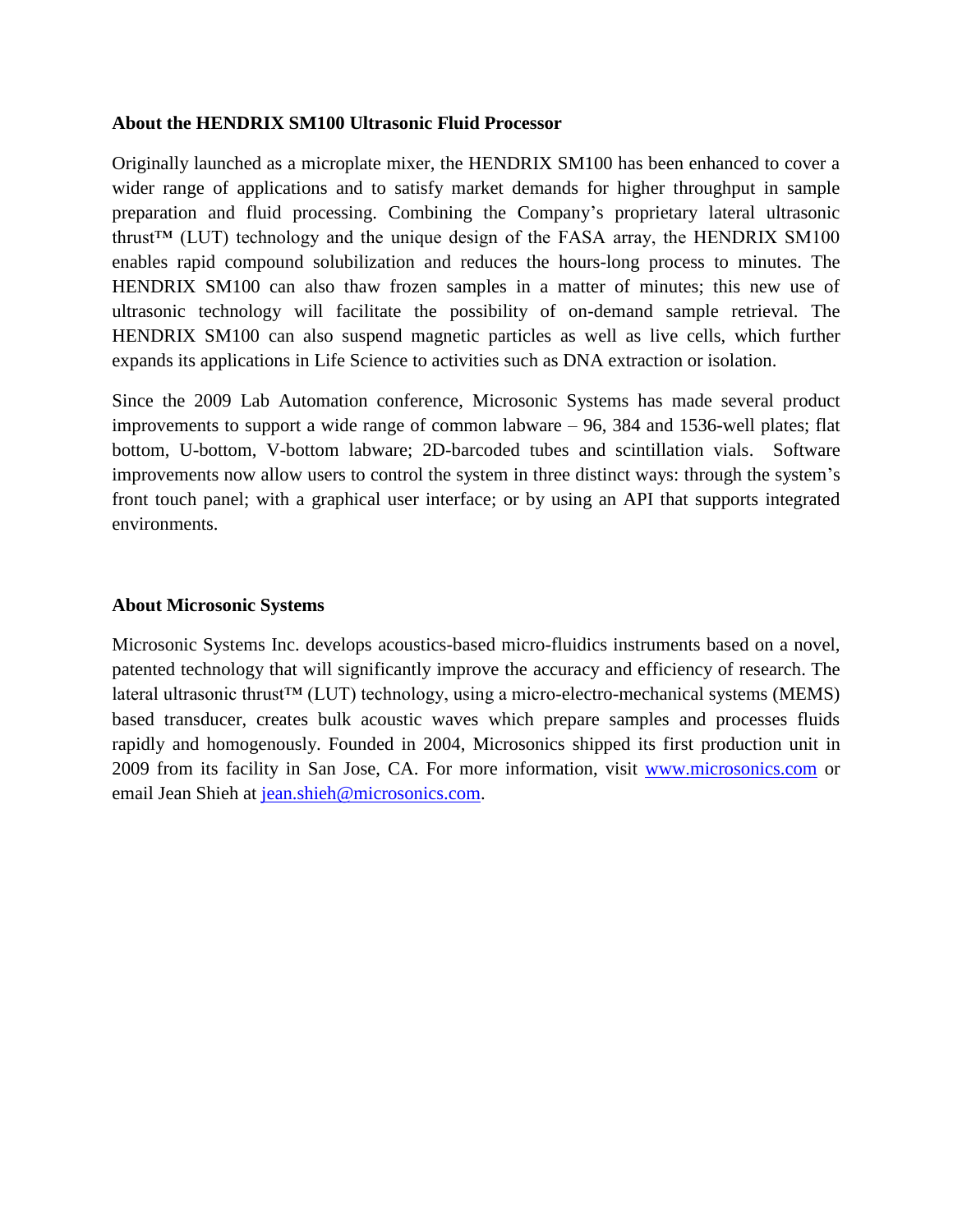**About the HENDRIX SM100 Ultrasonic Fluid Processor**

Originally launched as a microplate mixer, the HENDRIX SM100 has been enhanced to cover a wider range of applications and to satisfy market demands for higher throughput in sample preparation and fluid processing. Combining the Company's proprietary lateral ultrasonic thrust™ (LUT) technology and the unique design of the FASA array, the HENDRIX SM100 enables rapid compound solubilization and reduces the hours-long process to minutes. The HENDRIX SM100 can also thaw frozen samples in a matter of minutes; this new use of ultrasonic technology will facilitate the possibility of on-demand sample retrieval. The HENDRIX SM100 can also suspend magnetic particles as well as live cells, which further expands its applications in Life Science to activities such as DNA extraction or isolation.

Since the 2009 Lab Automation conference, Microsonic Systems has made several product improvements to support a wide range of common labware – 96, 384 and 1536-well plates; flat bottom, U-bottom, V-bottom labware; 2D-barcoded tubes and scintillation vials. Software improvements now allow users to control the system in three distinct ways: through the system's front touch panel; with a graphical user interface; or by using an API that supports integrated environments.

**About Microsonic Systems**

Microsonic Systems Inc. develops acoustics-based micro-fluidics instruments based on a novel, patented technology that will significantly improve the accuracy and efficiency of research. The lateral ultrasonic thrust™ (LUT) technology, using a micro-electro-mechanical systems (MEMS) based transducer, creates bulk acoustic waves which prepare samples and processes fluids rapidly and homogenously. Founded in 2004, Microsonics shipped its first production unit in 2009 from its facility in San Jose, CA. For more information, visit [www.microsonics.com](http://www.microsonics.com) or email Jean Shieh at [jean.shieh@microsonics.com](mailto:jean.shieh@microsonics.com).